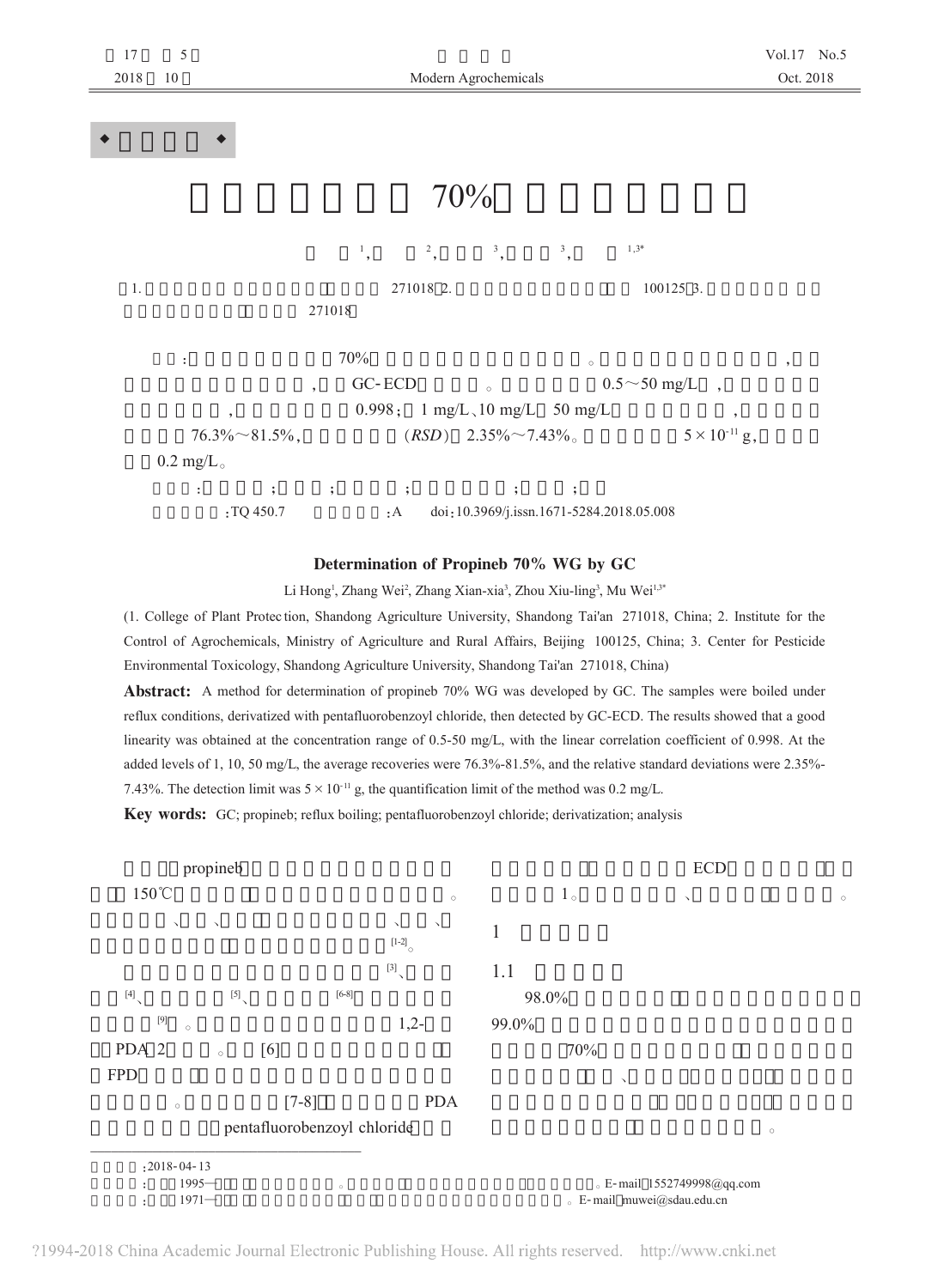# 70%

[1], [2], [3], [3], [1,3*]

1. 271018 2. 100125 3. 271018

: 70% 。 , GC-ECD 。 0.5～50 mg/L , , 0.998；1 mg/L、10 mg/L 50 mg/L , 76.3%～81.5%, (*RSD*) 2.35%～7.43%。 $5\times10^{-11}$ g, 0.2 mg/L。

: ; ; ; ; ; 

:TQ 450.7 :A doi:10.3969/j.issn.1671-5284.2018.05.008

## Determination of Propineb 70% WG by GC

Li Hong[1], Zhang Wei[2], Zhang Xian-xia[3], Zhou Xiu-ling[3], Mu Wei[1,3*]

(1. College of Plant Protection, Shandong Agriculture University, Shandong Tai'an 271018, China; 2. Institute for the Control of Agrochemicals, Ministry of Agriculture and Rural Affairs, Beijing 100125, China; 3. Center for Pesticide Environmental Toxicology, Shandong Agriculture University, Shandong Tai'an 271018, China)

**Abstract:** A method for determination of propineb 70% WG was developed by GC. The samples were boiled under reflux conditions, derivatized with pentafluorobenzoyl chloride, then detected by GC-ECD. The results showed that a good linearity was obtained at the concentration range of 0.5-50 mg/L, with the linear correlation coefficient of 0.998. At the added levels of 1, 10, 50 mg/L, the average recoveries were 76.3%-81.5%, and the relative standard deviations were 2.35%-7.43%. The detection limit was $5\times10^{-11}$ g, the quantification limit of the method was 0.2 mg/L.

**Key words:** GC; propineb; reflux boiling; pentafluorobenzoyl chloride; derivatization; analysis

propineb 150℃ 。 、 、 、 、 [1-2]。

[3]、 [4]、 [5]、 [6-8] [9] 。 1,2- PDA 2 。 [6] FPD 。 [7-8] PDA pentafluorobenzoyl chloride ECD 1。 、 。

## 1

### 1.1

98.0% 99.0% 70% 、 。

:2018-04-13

: 1995— 。 。E-mail 1552749998@qq.com

: 1971— 。E-mail muwei@sdau.edu.cn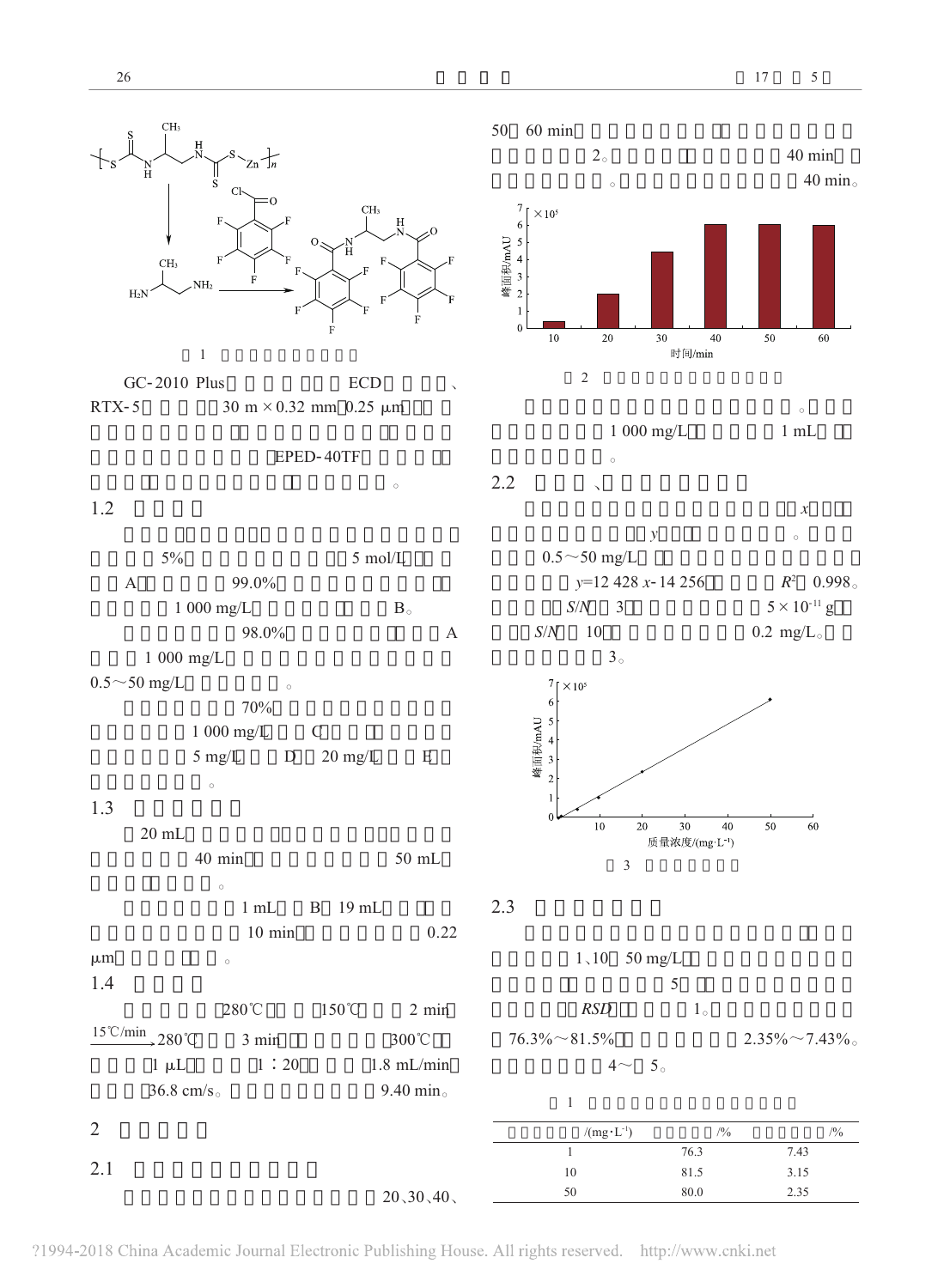1

GC-2010 Plus ECD 、RTX-5 30 m × 0.32 mm 0.25 μm EPED-40TF 。

## 1.2

5% 5 mol/L A 99.0% 1 000 mg/L B。 98.0% A 1 000 mg/L 0.5～50 mg/L 。

70% 1 000 mg/L C 5 mg/L D 20 mg/L E 。

## 1.3

20 mL 40 min 50 mL 。

1 mL B 19 mL 10 min 0.22 μm 。

## 1.4

280℃ 150℃ 2 min $\xrightarrow{15℃/\text{min}}$ 280℃ 3 min 300℃ 1 μL 1 ∶20 1.8 mL/min 36.8 cm/s。 9.40 min。

# 2

## 2.1

20、30、40、50 60 min 2。 40 min 。 40 min。

2

。 1 000 mg/L 1 mL 。

## 2.2 、

$x$ $y$ 。 0.5～50 mg/L $y$=12 428 $x$-14 256 $R^2$ 0.998。 $S/N$ 3 $5 \times 10^{-11}$ g $S/N$ 10 0.2 mg/L。 3。

3

## 2.3

1、10 50 mg/L 5 $RSD$ 1。 76.3%～81.5% 2.35%～7.43%。 4～ 5。

1

| /(mg·L⁻¹) | /% | /% |
|---|---|---|
| 1 | 76.3 | 7.43 |
| 10 | 81.5 | 3.15 |
| 50 | 80.0 | 2.35 |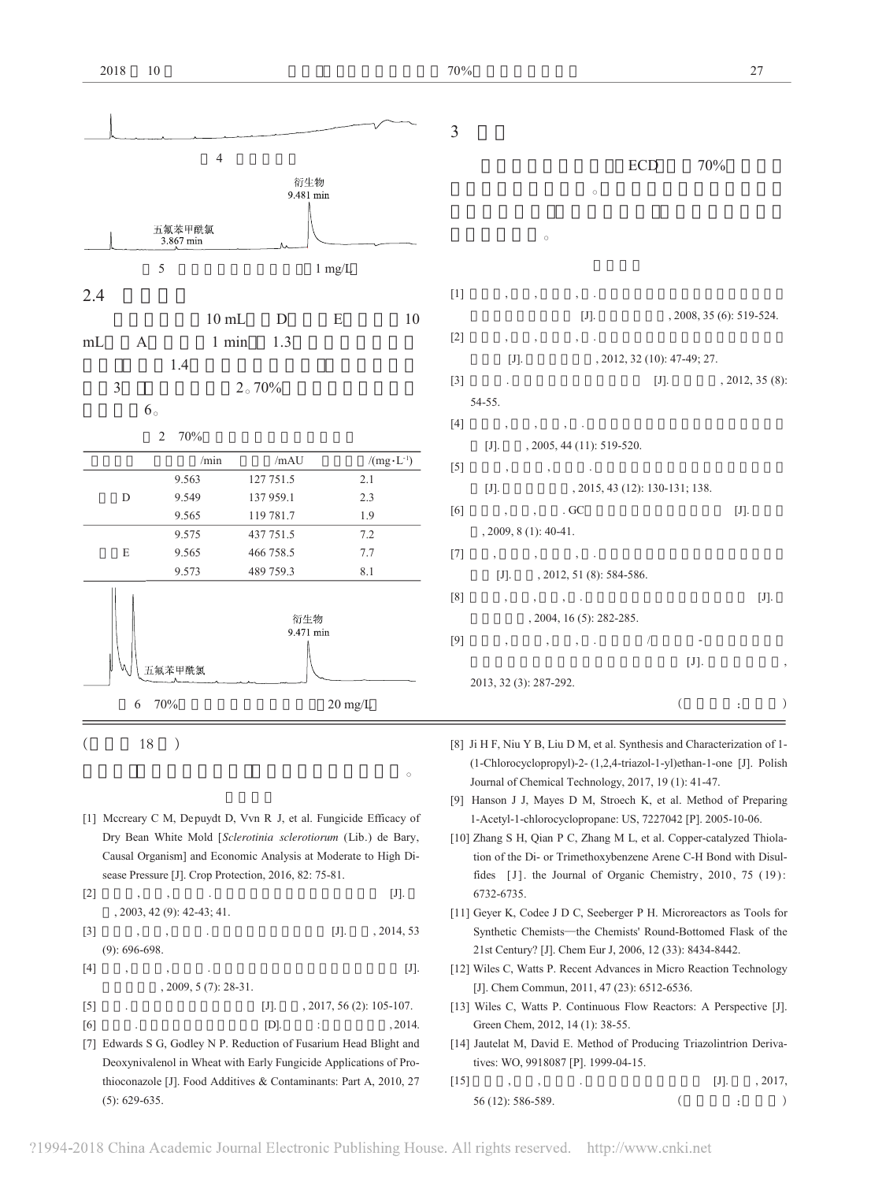4

衍生物
9.481 min

五氟苯甲酰氯
3.867 min

5 1 mg/L

## 2.4

10 mL D E 10 mL A 1 min 1.3 1.4 3 2。70% 6。

2 70%

| | /min | /mAU | /(mg·L⁻¹) |
|---|---|---|---|
| D | 9.563 | 127 751.5 | 2.1 |
| | 9.549 | 137 959.1 | 2.3 |
| | 9.565 | 119 781.7 | 1.9 |
| E | 9.575 | 437 751.5 | 7.2 |
| | 9.565 | 466 758.5 | 7.7 |
| | 9.573 | 489 759.3 | 8.1 |

衍生物
9.471 min

五氟苯甲酰氯

6 70% 20 mg/L

## 3

ECD 70% 。 。

[1] , , , . [J]. , 2008, 35 (6): 519-524.

[2] , , , . [J]. , 2012, 32 (10): 47-49; 27.

[3] . [J]. , 2012, 35 (8): 54-55.

[4] , , , . [J]. , 2005, 44 (11): 519-520.

[5] , , . [J]. , 2015, 43 (12): 130-131; 138.

[6] , , . GC [J]. , 2009, 8 (1): 40-41.

[7] , , , . [J]. , 2012, 51 (8): 584-586.

[8] , , , . [J]. , 2004, 16 (5): 282-285.

[9] , , , . / - [J]. , 2013, 32 (3): 287-292.

( : )

( 18 )

。

[1] Mccreary C M, Depuydt D, Vvn R J, et al. Fungicide Efficacy of Dry Bean White Mold [*Sclerotinia sclerotiorum* (Lib.) de Bary, Causal Organism] and Economic Analysis at Moderate to High Disease Pressure [J]. Crop Protection, 2016, 82: 75-81.

[2] , , . [J]. , 2003, 42 (9): 42-43; 41.

[3] , , . [J]. , 2014, 53 (9): 696-698.

[4] , , . [J]. , 2009, 5 (7): 28-31.

[5] . [J]. , 2017, 56 (2): 105-107.

[6] . [D]. : , 2014.

[7] Edwards S G, Godley N P. Reduction of Fusarium Head Blight and Deoxynivalenol in Wheat with Early Fungicide Applications of Prothioconazole [J]. Food Additives & Contaminants: Part A, 2010, 27 (5): 629-635.

[8] Ji H F, Niu Y B, Liu D M, et al. Synthesis and Characterization of 1-(1-Chlorocyclopropyl)-2- (1,2,4-triazol-1-yl)ethan-1-one [J]. Polish Journal of Chemical Technology, 2017, 19 (1): 41-47.

[9] Hanson J J, Mayes D M, Stroech K, et al. Method of Preparing 1-Acetyl-1-chlorocyclopropane: US, 7227042 [P]. 2005-10-06.

[10] Zhang S H, Qian P C, Zhang M L, et al. Copper-catalyzed Thiolation of the Di- or Trimethoxybenzene Arene C-H Bond with Disulfides [J]. the Journal of Organic Chemistry, 2010, 75 (19): 6732-6735.

[11] Geyer K, Codee J D C, Seeberger P H. Microreactors as Tools for Synthetic Chemists—the Chemists' Round-Bottomed Flask of the 21st Century? [J]. Chem Eur J, 2006, 12 (33): 8434-8442.

[12] Wiles C, Watts P. Recent Advances in Micro Reaction Technology [J]. Chem Commun, 2011, 47 (23): 6512-6536.

[13] Wiles C, Watts P. Continuous Flow Reactors: A Perspective [J]. Green Chem, 2012, 14 (1): 38-55.

[14] Jautelat M, David E. Method of Producing Triazolintrion Derivatives: WO, 9918087 [P]. 1999-04-15.

[15] , , . [J]. , 2017, 56 (12): 586-589.

( : )